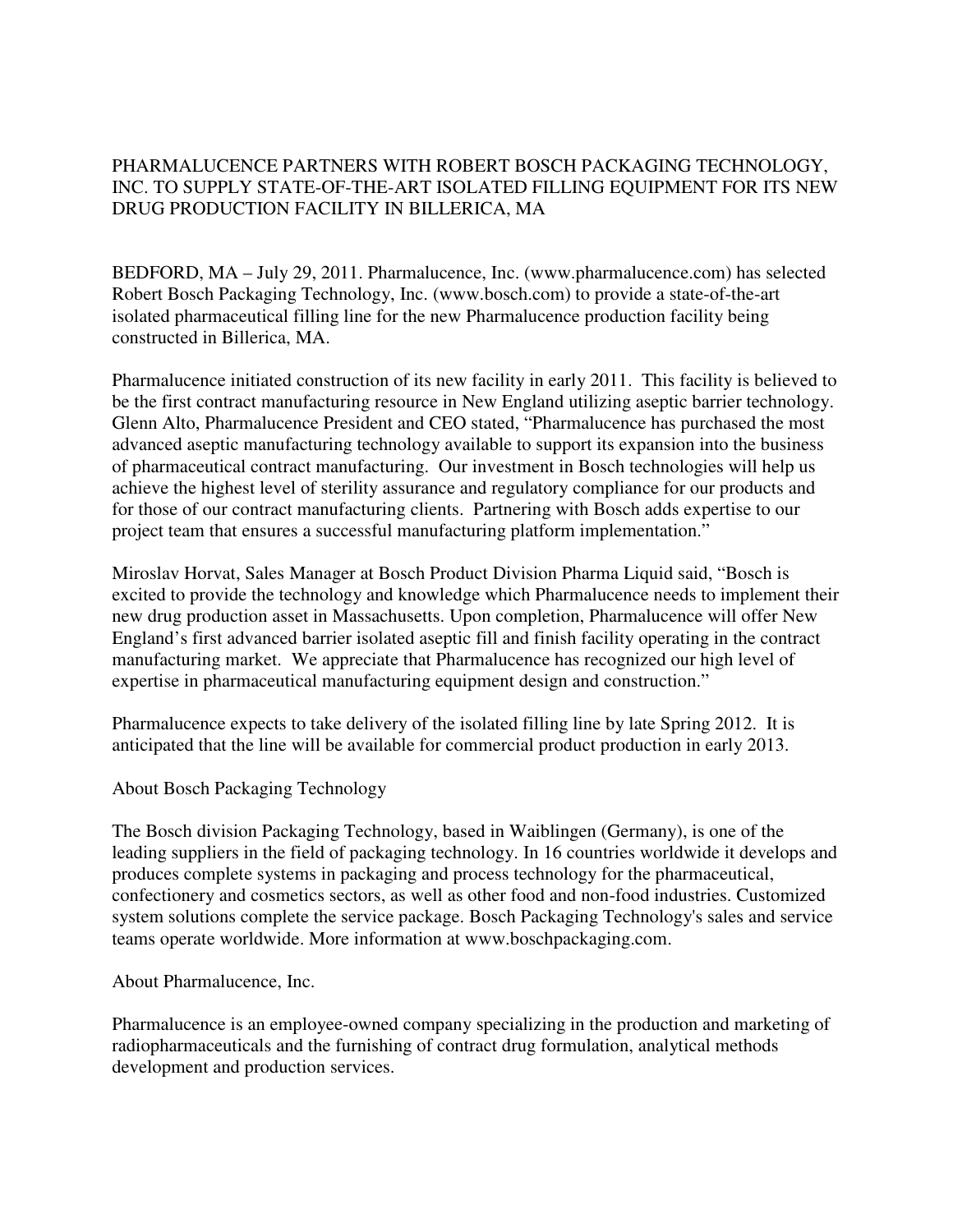# PHARMALUCENCE PARTNERS WITH ROBERT BOSCH PACKAGING TECHNOLOGY, INC. TO SUPPLY STATE-OF-THE-ART ISOLATED FILLING EQUIPMENT FOR ITS NEW DRUG PRODUCTION FACILITY IN BILLERICA, MA

BEDFORD, MA – July 29, 2011. Pharmalucence, Inc. (www.pharmalucence.com) has selected Robert Bosch Packaging Technology, Inc. (www.bosch.com) to provide a state-of-the-art isolated pharmaceutical filling line for the new Pharmalucence production facility being constructed in Billerica, MA.

Pharmalucence initiated construction of its new facility in early 2011. This facility is believed to be the first contract manufacturing resource in New England utilizing aseptic barrier technology. Glenn Alto, Pharmalucence President and CEO stated, "Pharmalucence has purchased the most advanced aseptic manufacturing technology available to support its expansion into the business of pharmaceutical contract manufacturing. Our investment in Bosch technologies will help us achieve the highest level of sterility assurance and regulatory compliance for our products and for those of our contract manufacturing clients. Partnering with Bosch adds expertise to our project team that ensures a successful manufacturing platform implementation."

Miroslav Horvat, Sales Manager at Bosch Product Division Pharma Liquid said, "Bosch is excited to provide the technology and knowledge which Pharmalucence needs to implement their new drug production asset in Massachusetts. Upon completion, Pharmalucence will offer New England's first advanced barrier isolated aseptic fill and finish facility operating in the contract manufacturing market. We appreciate that Pharmalucence has recognized our high level of expertise in pharmaceutical manufacturing equipment design and construction."

Pharmalucence expects to take delivery of the isolated filling line by late Spring 2012. It is anticipated that the line will be available for commercial product production in early 2013.

## About Bosch Packaging Technology

The Bosch division Packaging Technology, based in Waiblingen (Germany), is one of the leading suppliers in the field of packaging technology. In 16 countries worldwide it develops and produces complete systems in packaging and process technology for the pharmaceutical, confectionery and cosmetics sectors, as well as other food and non-food industries. Customized system solutions complete the service package. Bosch Packaging Technology's sales and service teams operate worldwide. More information at www.boschpackaging.com.

## About Pharmalucence, Inc.

Pharmalucence is an employee-owned company specializing in the production and marketing of radiopharmaceuticals and the furnishing of contract drug formulation, analytical methods development and production services.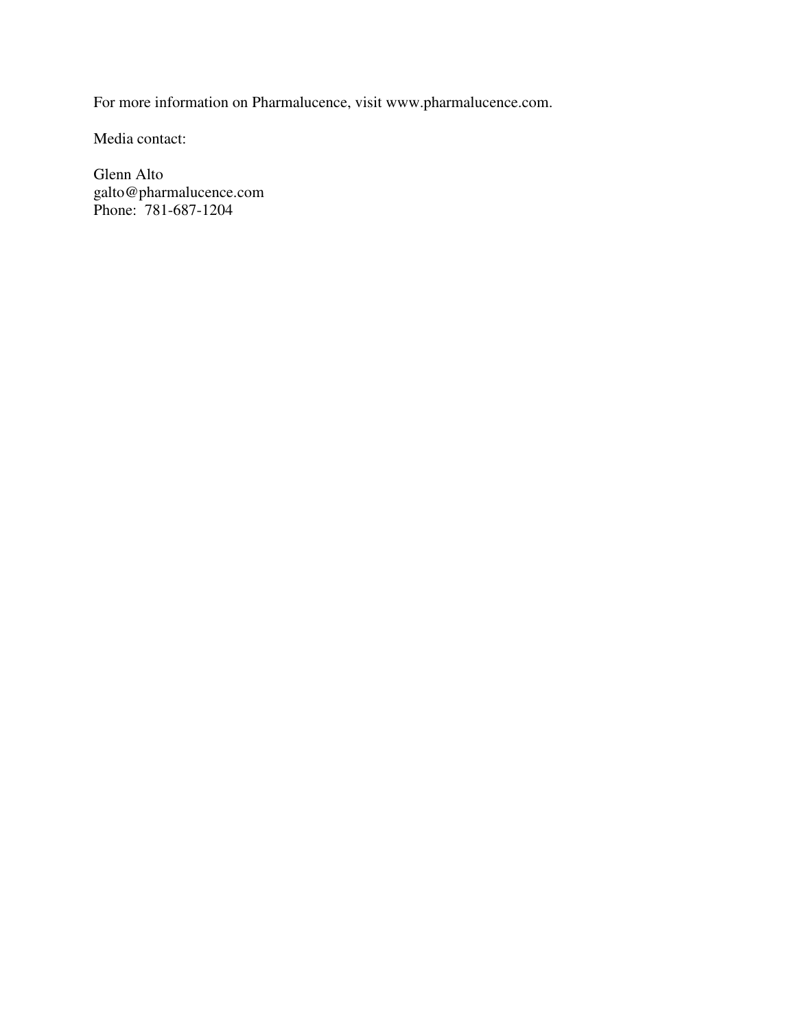For more information on Pharmalucence, visit www.pharmalucence.com.

Media contact:

Glenn Alto  
galto@pharmalucence.com  
Phone:  781-687-1204